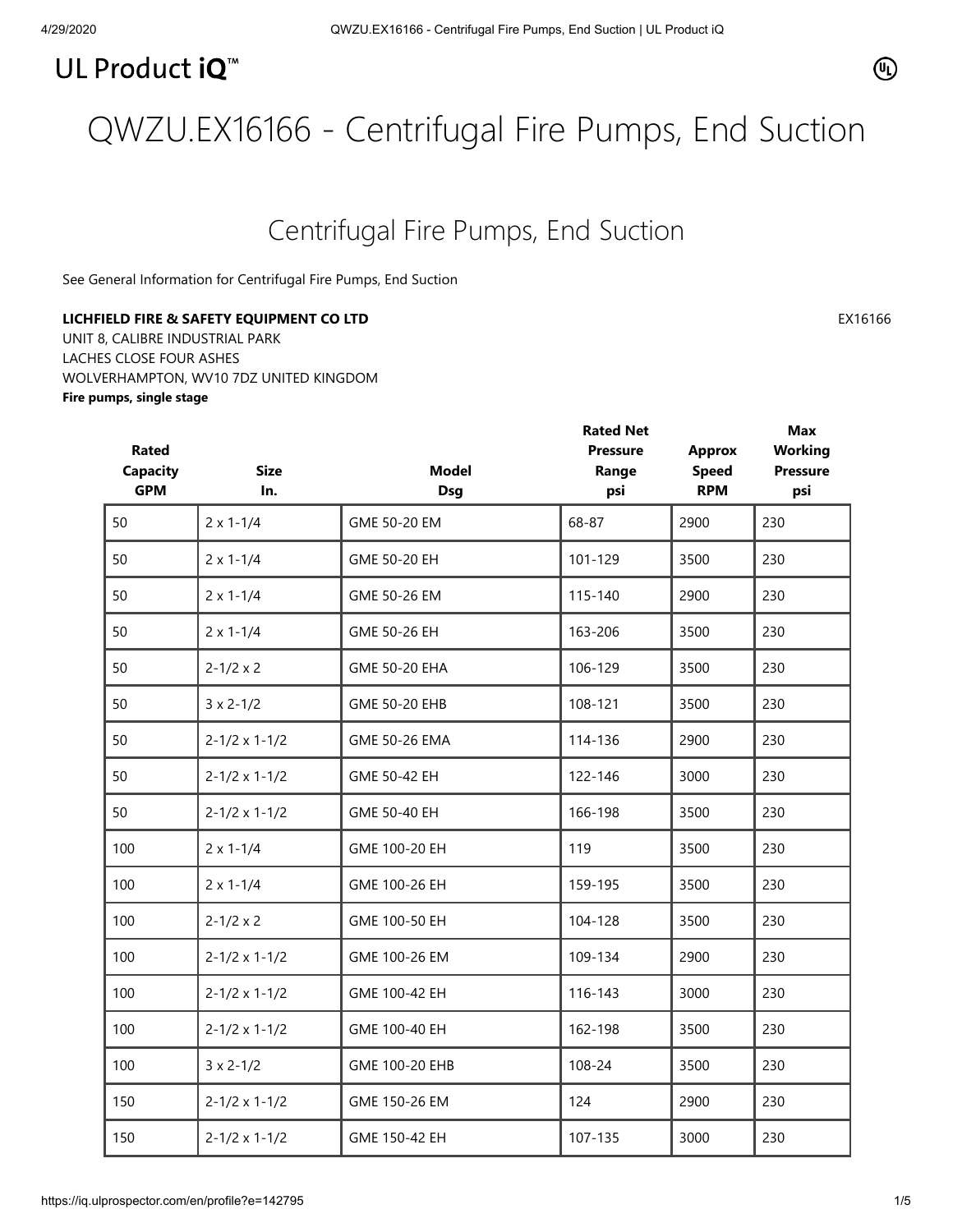UL Product iQ™

# QWZU.EX16166 - Centrifugal Fire Pumps, End Suction

## Centrifugal Fire Pumps, End Suction

See General Information for Centrifugal Fire Pumps, End Suction

**LICHFIELD FIRE & SAFETY EQUIPMENT CO LTD** EX16166

UNIT 8, CALIBRE INDUSTRIAL PARK
LACHES CLOSE FOUR ASHES
WOLVERHAMPTON, WV10 7DZ UNITED KINGDOM

**Fire pumps, single stage**

| Rated Capacity GPM | Size In. | Model Dsg | Rated Net Pressure Range psi | Approx Speed RPM | Max Working Pressure psi |
|---|---|---|---|---|---|
| 50 | 2 x 1-1/4 | GME 50-20 EM | 68-87 | 2900 | 230 |
| 50 | 2 x 1-1/4 | GME 50-20 EH | 101-129 | 3500 | 230 |
| 50 | 2 x 1-1/4 | GME 50-26 EM | 115-140 | 2900 | 230 |
| 50 | 2 x 1-1/4 | GME 50-26 EH | 163-206 | 3500 | 230 |
| 50 | 2-1/2 x 2 | GME 50-20 EHA | 106-129 | 3500 | 230 |
| 50 | 3 x 2-1/2 | GME 50-20 EHB | 108-121 | 3500 | 230 |
| 50 | 2-1/2 x 1-1/2 | GME 50-26 EMA | 114-136 | 2900 | 230 |
| 50 | 2-1/2 x 1-1/2 | GME 50-42 EH | 122-146 | 3000 | 230 |
| 50 | 2-1/2 x 1-1/2 | GME 50-40 EH | 166-198 | 3500 | 230 |
| 100 | 2 x 1-1/4 | GME 100-20 EH | 119 | 3500 | 230 |
| 100 | 2 x 1-1/4 | GME 100-26 EH | 159-195 | 3500 | 230 |
| 100 | 2-1/2 x 2 | GME 100-50 EH | 104-128 | 3500 | 230 |
| 100 | 2-1/2 x 1-1/2 | GME 100-26 EM | 109-134 | 2900 | 230 |
| 100 | 2-1/2 x 1-1/2 | GME 100-42 EH | 116-143 | 3000 | 230 |
| 100 | 2-1/2 x 1-1/2 | GME 100-40 EH | 162-198 | 3500 | 230 |
| 100 | 3 x 2-1/2 | GME 100-20 EHB | 108-24 | 3500 | 230 |
| 150 | 2-1/2 x 1-1/2 | GME 150-26 EM | 124 | 2900 | 230 |
| 150 | 2-1/2 x 1-1/2 | GME 150-42 EH | 107-135 | 3000 | 230 |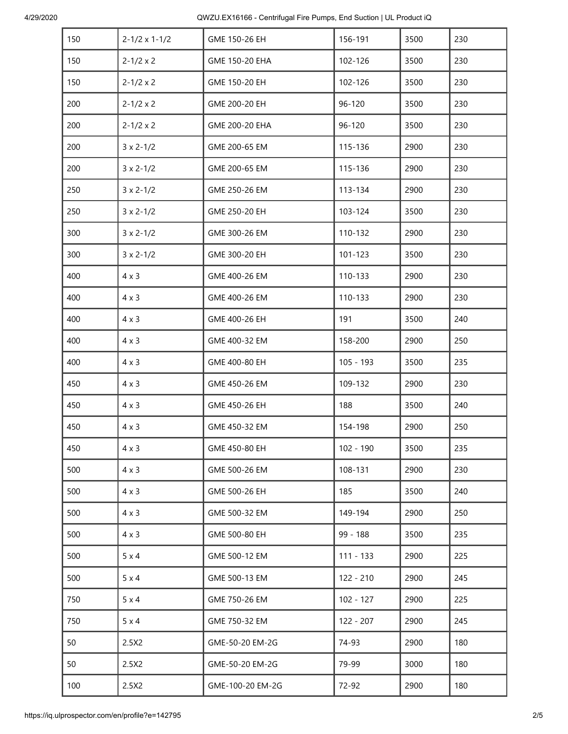| | | | | | |
|---|---|---|---|---|---|
| 150 | 2-1/2 x 1-1/2 | GME 150-26 EH | 156-191 | 3500 | 230 |
| 150 | 2-1/2 x 2 | GME 150-20 EHA | 102-126 | 3500 | 230 |
| 150 | 2-1/2 x 2 | GME 150-20 EH | 102-126 | 3500 | 230 |
| 200 | 2-1/2 x 2 | GME 200-20 EH | 96-120 | 3500 | 230 |
| 200 | 2-1/2 x 2 | GME 200-20 EHA | 96-120 | 3500 | 230 |
| 200 | 3 x 2-1/2 | GME 200-65 EM | 115-136 | 2900 | 230 |
| 200 | 3 x 2-1/2 | GME 200-65 EM | 115-136 | 2900 | 230 |
| 250 | 3 x 2-1/2 | GME 250-26 EM | 113-134 | 2900 | 230 |
| 250 | 3 x 2-1/2 | GME 250-20 EH | 103-124 | 3500 | 230 |
| 300 | 3 x 2-1/2 | GME 300-26 EM | 110-132 | 2900 | 230 |
| 300 | 3 x 2-1/2 | GME 300-20 EH | 101-123 | 3500 | 230 |
| 400 | 4 x 3 | GME 400-26 EM | 110-133 | 2900 | 230 |
| 400 | 4 x 3 | GME 400-26 EM | 110-133 | 2900 | 230 |
| 400 | 4 x 3 | GME 400-26 EH | 191 | 3500 | 240 |
| 400 | 4 x 3 | GME 400-32 EM | 158-200 | 2900 | 250 |
| 400 | 4 x 3 | GME 400-80 EH | 105 - 193 | 3500 | 235 |
| 450 | 4 x 3 | GME 450-26 EM | 109-132 | 2900 | 230 |
| 450 | 4 x 3 | GME 450-26 EH | 188 | 3500 | 240 |
| 450 | 4 x 3 | GME 450-32 EM | 154-198 | 2900 | 250 |
| 450 | 4 x 3 | GME 450-80 EH | 102 - 190 | 3500 | 235 |
| 500 | 4 x 3 | GME 500-26 EM | 108-131 | 2900 | 230 |
| 500 | 4 x 3 | GME 500-26 EH | 185 | 3500 | 240 |
| 500 | 4 x 3 | GME 500-32 EM | 149-194 | 2900 | 250 |
| 500 | 4 x 3 | GME 500-80 EH | 99 - 188 | 3500 | 235 |
| 500 | 5 x 4 | GME 500-12 EM | 111 - 133 | 2900 | 225 |
| 500 | 5 x 4 | GME 500-13 EM | 122 - 210 | 2900 | 245 |
| 750 | 5 x 4 | GME 750-26 EM | 102 - 127 | 2900 | 225 |
| 750 | 5 x 4 | GME 750-32 EM | 122 - 207 | 2900 | 245 |
| 50 | 2.5X2 | GME-50-20 EM-2G | 74-93 | 2900 | 180 |
| 50 | 2.5X2 | GME-50-20 EM-2G | 79-99 | 3000 | 180 |
| 100 | 2.5X2 | GME-100-20 EM-2G | 72-92 | 2900 | 180 |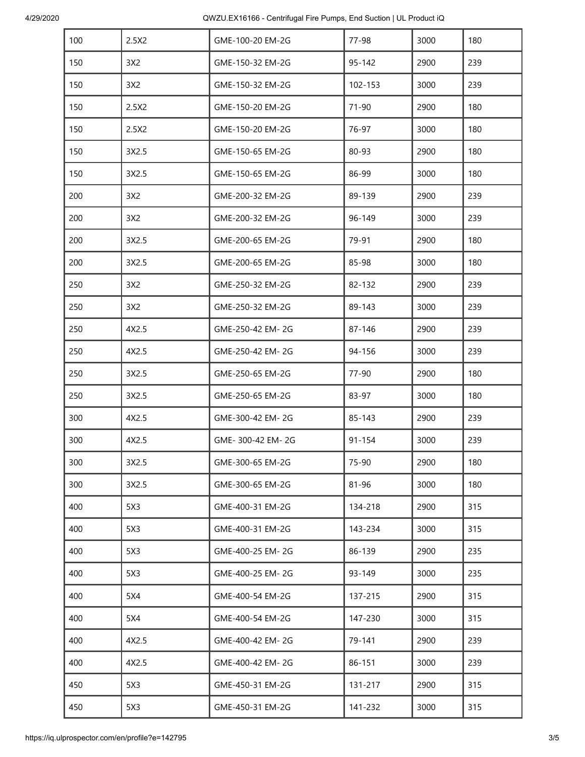| | | | | | |
|---|---|---|---|---|---|
| 100 | 2.5X2 | GME-100-20 EM-2G | 77-98 | 3000 | 180 |
| 150 | 3X2 | GME-150-32 EM-2G | 95-142 | 2900 | 239 |
| 150 | 3X2 | GME-150-32 EM-2G | 102-153 | 3000 | 239 |
| 150 | 2.5X2 | GME-150-20 EM-2G | 71-90 | 2900 | 180 |
| 150 | 2.5X2 | GME-150-20 EM-2G | 76-97 | 3000 | 180 |
| 150 | 3X2.5 | GME-150-65 EM-2G | 80-93 | 2900 | 180 |
| 150 | 3X2.5 | GME-150-65 EM-2G | 86-99 | 3000 | 180 |
| 200 | 3X2 | GME-200-32 EM-2G | 89-139 | 2900 | 239 |
| 200 | 3X2 | GME-200-32 EM-2G | 96-149 | 3000 | 239 |
| 200 | 3X2.5 | GME-200-65 EM-2G | 79-91 | 2900 | 180 |
| 200 | 3X2.5 | GME-200-65 EM-2G | 85-98 | 3000 | 180 |
| 250 | 3X2 | GME-250-32 EM-2G | 82-132 | 2900 | 239 |
| 250 | 3X2 | GME-250-32 EM-2G | 89-143 | 3000 | 239 |
| 250 | 4X2.5 | GME-250-42 EM- 2G | 87-146 | 2900 | 239 |
| 250 | 4X2.5 | GME-250-42 EM- 2G | 94-156 | 3000 | 239 |
| 250 | 3X2.5 | GME-250-65 EM-2G | 77-90 | 2900 | 180 |
| 250 | 3X2.5 | GME-250-65 EM-2G | 83-97 | 3000 | 180 |
| 300 | 4X2.5 | GME-300-42 EM- 2G | 85-143 | 2900 | 239 |
| 300 | 4X2.5 | GME- 300-42 EM- 2G | 91-154 | 3000 | 239 |
| 300 | 3X2.5 | GME-300-65 EM-2G | 75-90 | 2900 | 180 |
| 300 | 3X2.5 | GME-300-65 EM-2G | 81-96 | 3000 | 180 |
| 400 | 5X3 | GME-400-31 EM-2G | 134-218 | 2900 | 315 |
| 400 | 5X3 | GME-400-31 EM-2G | 143-234 | 3000 | 315 |
| 400 | 5X3 | GME-400-25 EM- 2G | 86-139 | 2900 | 235 |
| 400 | 5X3 | GME-400-25 EM- 2G | 93-149 | 3000 | 235 |
| 400 | 5X4 | GME-400-54 EM-2G | 137-215 | 2900 | 315 |
| 400 | 5X4 | GME-400-54 EM-2G | 147-230 | 3000 | 315 |
| 400 | 4X2.5 | GME-400-42 EM- 2G | 79-141 | 2900 | 239 |
| 400 | 4X2.5 | GME-400-42 EM- 2G | 86-151 | 3000 | 239 |
| 450 | 5X3 | GME-450-31 EM-2G | 131-217 | 2900 | 315 |
| 450 | 5X3 | GME-450-31 EM-2G | 141-232 | 3000 | 315 |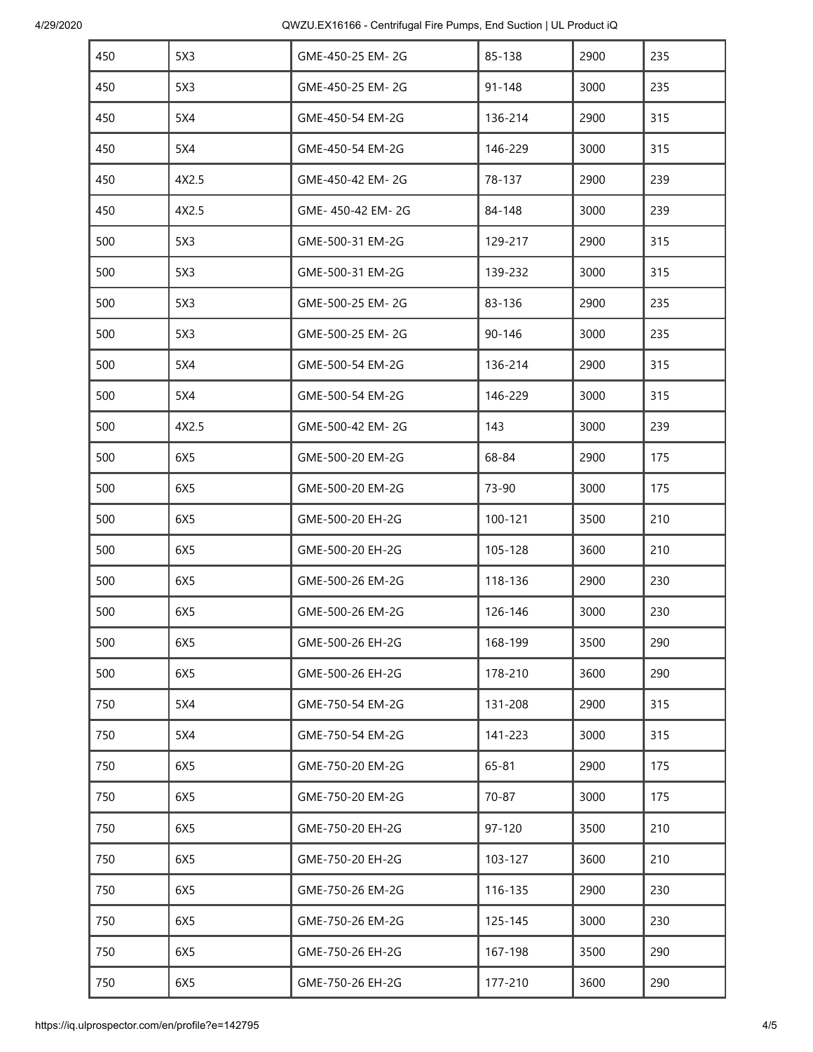| | | | | | |
|---|---|---|---|---|---|
| 450 | 5X3 | GME-450-25 EM- 2G | 85-138 | 2900 | 235 |
| 450 | 5X3 | GME-450-25 EM- 2G | 91-148 | 3000 | 235 |
| 450 | 5X4 | GME-450-54 EM-2G | 136-214 | 2900 | 315 |
| 450 | 5X4 | GME-450-54 EM-2G | 146-229 | 3000 | 315 |
| 450 | 4X2.5 | GME-450-42 EM- 2G | 78-137 | 2900 | 239 |
| 450 | 4X2.5 | GME- 450-42 EM- 2G | 84-148 | 3000 | 239 |
| 500 | 5X3 | GME-500-31 EM-2G | 129-217 | 2900 | 315 |
| 500 | 5X3 | GME-500-31 EM-2G | 139-232 | 3000 | 315 |
| 500 | 5X3 | GME-500-25 EM- 2G | 83-136 | 2900 | 235 |
| 500 | 5X3 | GME-500-25 EM- 2G | 90-146 | 3000 | 235 |
| 500 | 5X4 | GME-500-54 EM-2G | 136-214 | 2900 | 315 |
| 500 | 5X4 | GME-500-54 EM-2G | 146-229 | 3000 | 315 |
| 500 | 4X2.5 | GME-500-42 EM- 2G | 143 | 3000 | 239 |
| 500 | 6X5 | GME-500-20 EM-2G | 68-84 | 2900 | 175 |
| 500 | 6X5 | GME-500-20 EM-2G | 73-90 | 3000 | 175 |
| 500 | 6X5 | GME-500-20 EH-2G | 100-121 | 3500 | 210 |
| 500 | 6X5 | GME-500-20 EH-2G | 105-128 | 3600 | 210 |
| 500 | 6X5 | GME-500-26 EM-2G | 118-136 | 2900 | 230 |
| 500 | 6X5 | GME-500-26 EM-2G | 126-146 | 3000 | 230 |
| 500 | 6X5 | GME-500-26 EH-2G | 168-199 | 3500 | 290 |
| 500 | 6X5 | GME-500-26 EH-2G | 178-210 | 3600 | 290 |
| 750 | 5X4 | GME-750-54 EM-2G | 131-208 | 2900 | 315 |
| 750 | 5X4 | GME-750-54 EM-2G | 141-223 | 3000 | 315 |
| 750 | 6X5 | GME-750-20 EM-2G | 65-81 | 2900 | 175 |
| 750 | 6X5 | GME-750-20 EM-2G | 70-87 | 3000 | 175 |
| 750 | 6X5 | GME-750-20 EH-2G | 97-120 | 3500 | 210 |
| 750 | 6X5 | GME-750-20 EH-2G | 103-127 | 3600 | 210 |
| 750 | 6X5 | GME-750-26 EM-2G | 116-135 | 2900 | 230 |
| 750 | 6X5 | GME-750-26 EM-2G | 125-145 | 3000 | 230 |
| 750 | 6X5 | GME-750-26 EH-2G | 167-198 | 3500 | 290 |
| 750 | 6X5 | GME-750-26 EH-2G | 177-210 | 3600 | 290 |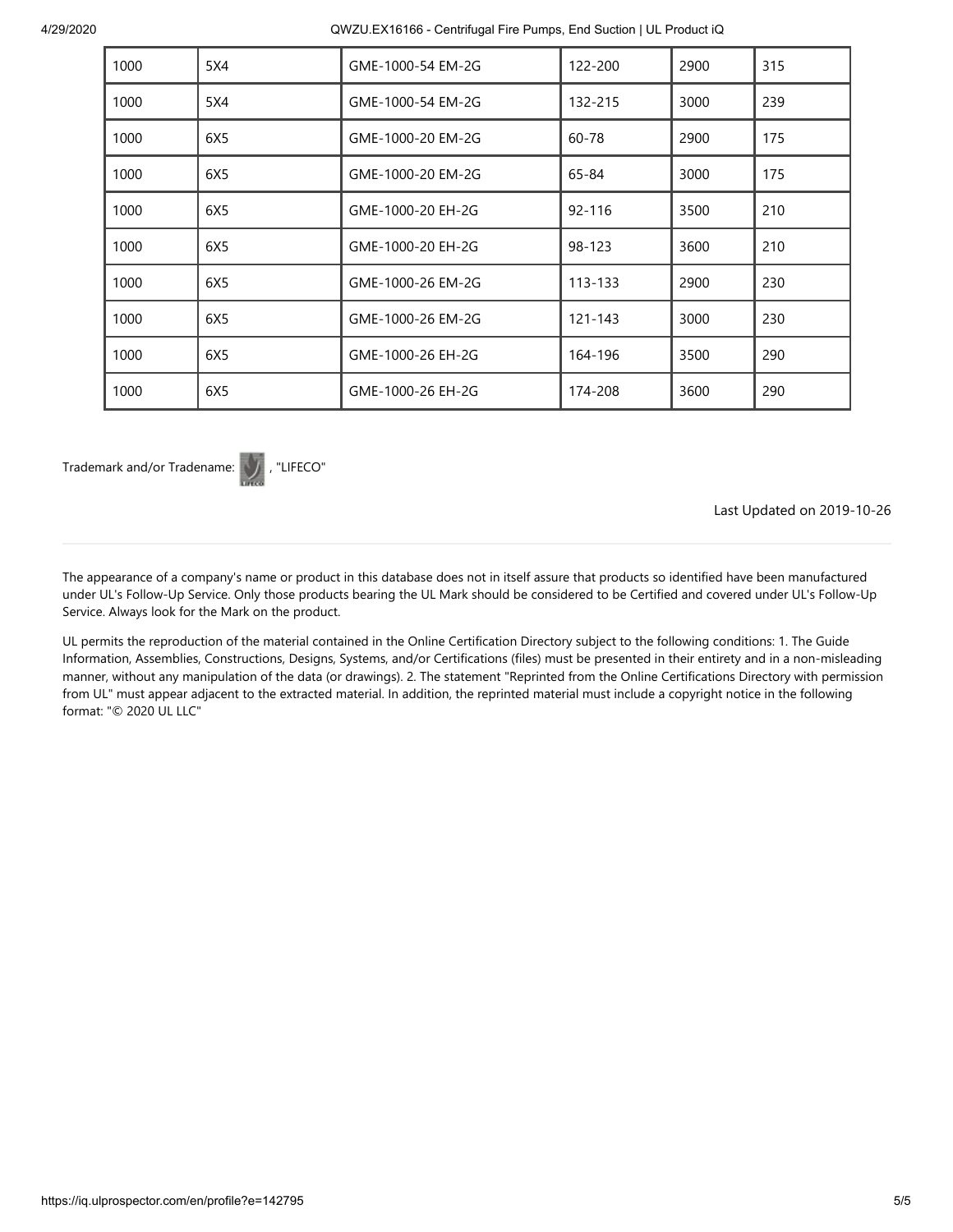| | | | | | |
|---|---|---|---|---|---|
| 1000 | 5X4 | GME-1000-54 EM-2G | 122-200 | 2900 | 315 |
| 1000 | 5X4 | GME-1000-54 EM-2G | 132-215 | 3000 | 239 |
| 1000 | 6X5 | GME-1000-20 EM-2G | 60-78 | 2900 | 175 |
| 1000 | 6X5 | GME-1000-20 EM-2G | 65-84 | 3000 | 175 |
| 1000 | 6X5 | GME-1000-20 EH-2G | 92-116 | 3500 | 210 |
| 1000 | 6X5 | GME-1000-20 EH-2G | 98-123 | 3600 | 210 |
| 1000 | 6X5 | GME-1000-26 EM-2G | 113-133 | 2900 | 230 |
| 1000 | 6X5 | GME-1000-26 EM-2G | 121-143 | 3000 | 230 |
| 1000 | 6X5 | GME-1000-26 EH-2G | 164-196 | 3500 | 290 |
| 1000 | 6X5 | GME-1000-26 EH-2G | 174-208 | 3600 | 290 |

Trademark and/or Tradename: , "LIFECO"

Last Updated on 2019-10-26

---

The appearance of a company's name or product in this database does not in itself assure that products so identified have been manufactured under UL's Follow-Up Service. Only those products bearing the UL Mark should be considered to be Certified and covered under UL's Follow-Up Service. Always look for the Mark on the product.

UL permits the reproduction of the material contained in the Online Certification Directory subject to the following conditions: 1. The Guide Information, Assemblies, Constructions, Designs, Systems, and/or Certifications (files) must be presented in their entirety and in a non-misleading manner, without any manipulation of the data (or drawings). 2. The statement "Reprinted from the Online Certifications Directory with permission from UL" must appear adjacent to the extracted material. In addition, the reprinted material must include a copyright notice in the following format: "© 2020 UL LLC"